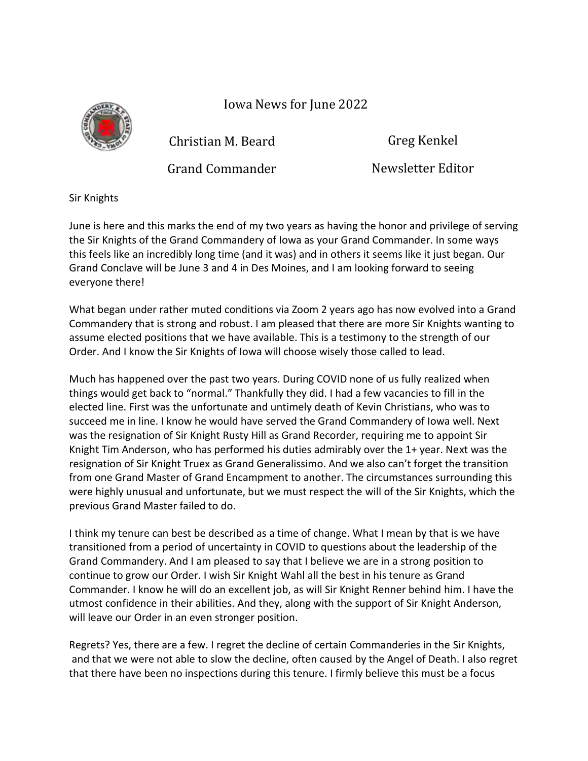# Iowa News for June 2022

Christian M. Beard — Grand Commander

Greg Kenkel — Newsletter Editor

Sir Knights

June is here and this marks the end of my two years as having the honor and privilege of serving the Sir Knights of the Grand Commandery of Iowa as your Grand Commander. In some ways this feels like an incredibly long time (and it was) and in others it seems like it just began. Our Grand Conclave will be June 3 and 4 in Des Moines, and I am looking forward to seeing everyone there!

What began under rather muted conditions via Zoom 2 years ago has now evolved into a Grand Commandery that is strong and robust. I am pleased that there are more Sir Knights wanting to assume elected positions that we have available. This is a testimony to the strength of our Order. And I know the Sir Knights of Iowa will choose wisely those called to lead.

Much has happened over the past two years. During COVID none of us fully realized when things would get back to "normal." Thankfully they did. I had a few vacancies to fill in the elected line. First was the unfortunate and untimely death of Kevin Christians, who was to succeed me in line. I know he would have served the Grand Commandery of Iowa well. Next was the resignation of Sir Knight Rusty Hill as Grand Recorder, requiring me to appoint Sir Knight Tim Anderson, who has performed his duties admirably over the 1+ year. Next was the resignation of Sir Knight Truex as Grand Generalissimo. And we also can't forget the transition from one Grand Master of Grand Encampment to another. The circumstances surrounding this were highly unusual and unfortunate, but we must respect the will of the Sir Knights, which the previous Grand Master failed to do.

I think my tenure can best be described as a time of change. What I mean by that is we have transitioned from a period of uncertainty in COVID to questions about the leadership of the Grand Commandery. And I am pleased to say that I believe we are in a strong position to continue to grow our Order. I wish Sir Knight Wahl all the best in his tenure as Grand Commander. I know he will do an excellent job, as will Sir Knight Renner behind him. I have the utmost confidence in their abilities. And they, along with the support of Sir Knight Anderson, will leave our Order in an even stronger position.

Regrets? Yes, there are a few. I regret the decline of certain Commanderies in the Sir Knights, and that we were not able to slow the decline, often caused by the Angel of Death. I also regret that there have been no inspections during this tenure. I firmly believe this must be a focus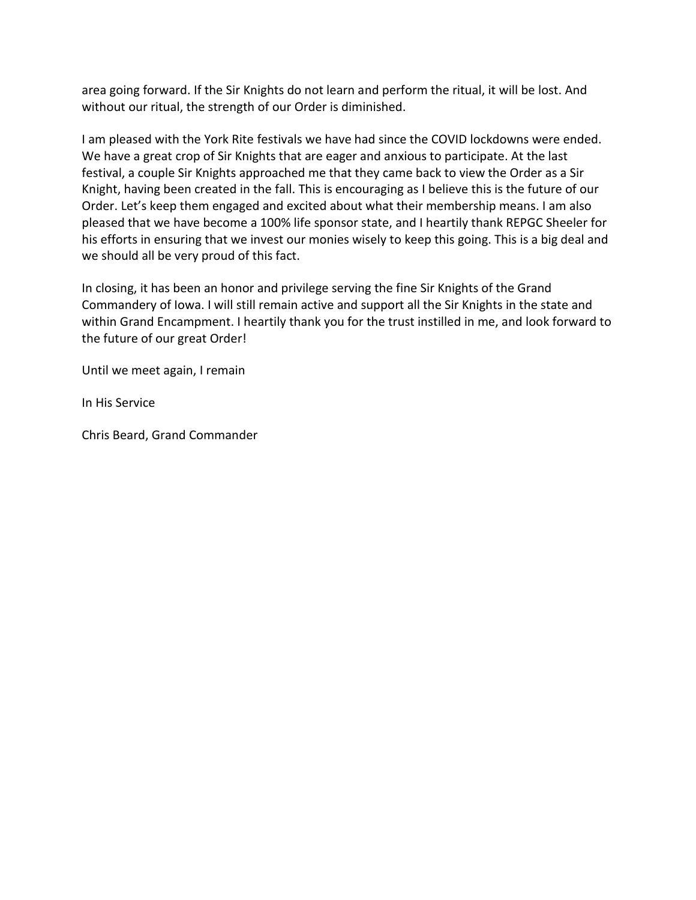area going forward. If the Sir Knights do not learn and perform the ritual, it will be lost. And without our ritual, the strength of our Order is diminished.

I am pleased with the York Rite festivals we have had since the COVID lockdowns were ended. We have a great crop of Sir Knights that are eager and anxious to participate. At the last festival, a couple Sir Knights approached me that they came back to view the Order as a Sir Knight, having been created in the fall. This is encouraging as I believe this is the future of our Order. Let's keep them engaged and excited about what their membership means. I am also pleased that we have become a 100% life sponsor state, and I heartily thank REPGC Sheeler for his efforts in ensuring that we invest our monies wisely to keep this going. This is a big deal and we should all be very proud of this fact.

In closing, it has been an honor and privilege serving the fine Sir Knights of the Grand Commandery of Iowa. I will still remain active and support all the Sir Knights in the state and within Grand Encampment. I heartily thank you for the trust instilled in me, and look forward to the future of our great Order!

Until we meet again, I remain

In His Service

Chris Beard, Grand Commander